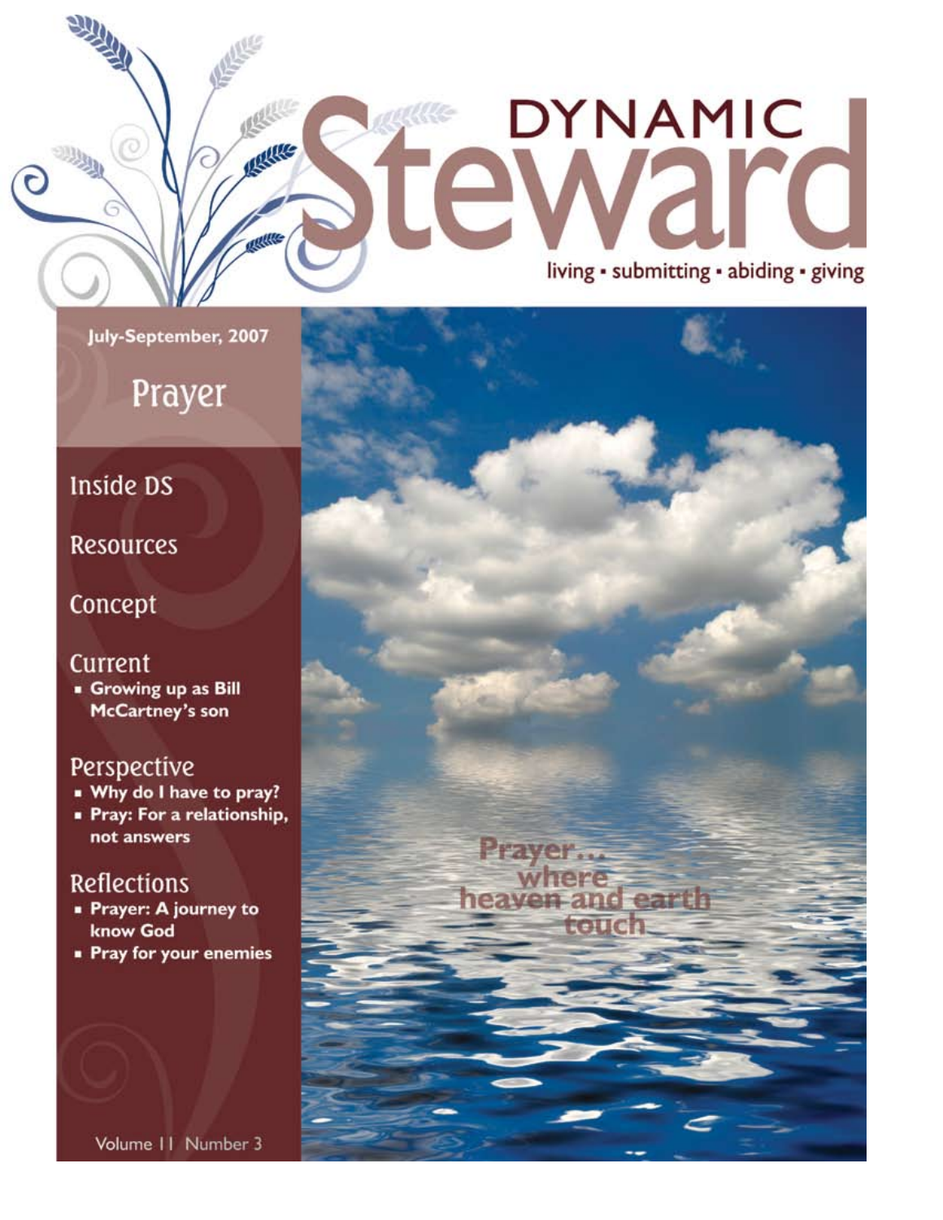# DYNAMIC Steward

living • submitting • abiding • giving

July-September, 2007

## Prayer

### Inside DS

### Resources

### Concept

### Current

- Growing up as Bill McCartney's son

### Perspective

- Why do I have to pray?
- Pray: For a relationship, not answers

### Reflections

- Prayer: A journey to know God
- Pray for your enemies

Prayer... where heaven and earth touch

Volume 11 Number 3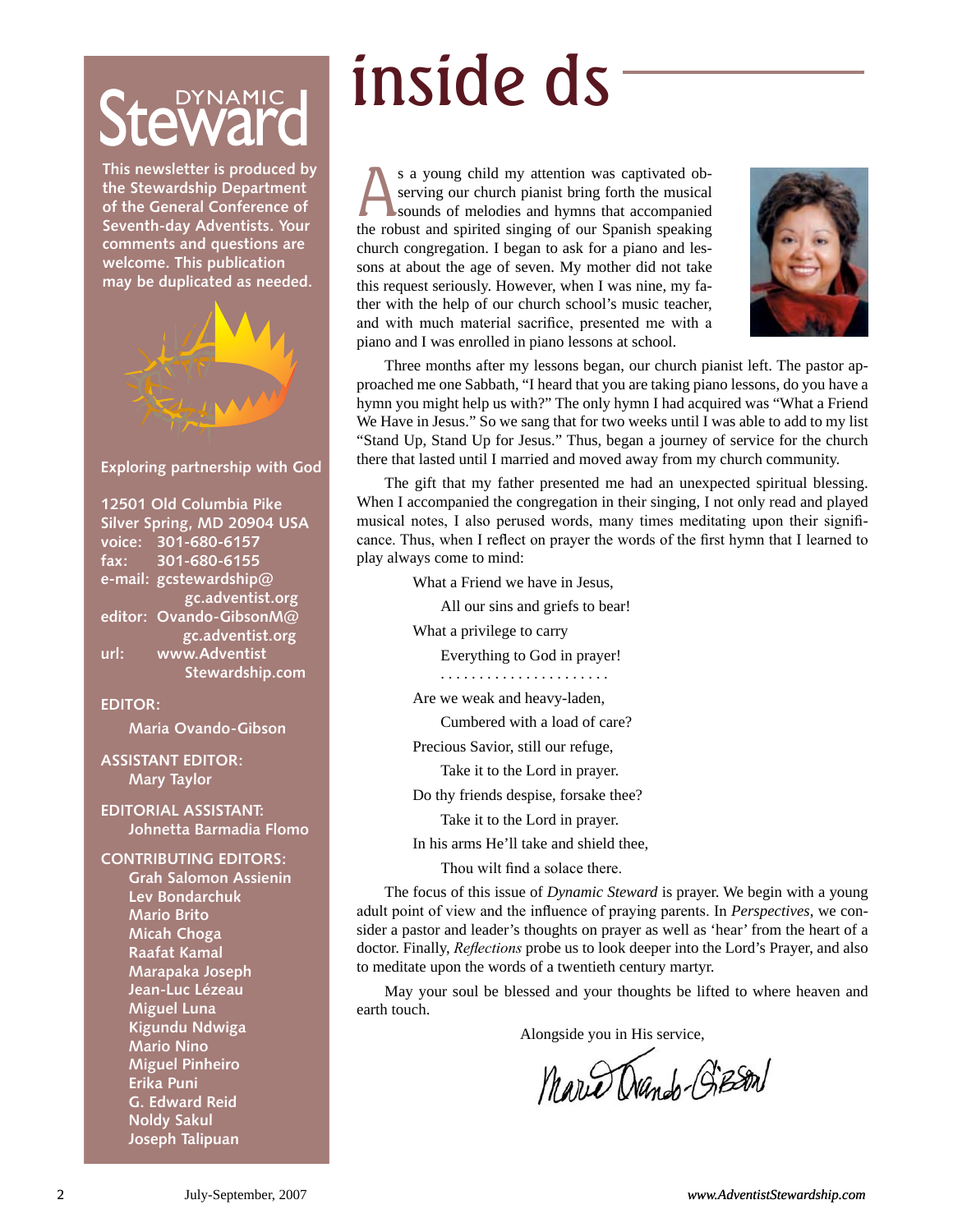# Dynamic Steward

**This newsletter is produced by the Stewardship Department of the General Conference of Seventh-day Adventists. Your comments and questions are welcome. This publication may be duplicated as needed.**

**Exploring partnership with God**

12501 Old Columbia Pike
Silver Spring, MD 20904 USA
voice: 301-680-6157
fax: 301-680-6155
e-mail: gcstewardship@gc.adventist.org
editor: Ovando-GibsonM@gc.adventist.org
url: www.AdventistStewardship.com

**EDITOR:**
Maria Ovando-Gibson

**ASSISTANT EDITOR:**
Mary Taylor

**EDITORIAL ASSISTANT:**
Johnetta Barmadia Flomo

**CONTRIBUTING EDITORS:**
Grah Salomon Assienin
Lev Bondarchuk
Mario Brito
Micah Choga
Raafat Kamal
Marapaka Joseph
Jean-Luc Lézeau
Miguel Luna
Kigundu Ndwiga
Mario Nino
Miguel Pinheiro
Erika Puni
G. Edward Reid
Noldy Sakul
Joseph Talipuan

# inside ds

As a young child my attention was captivated observing our church pianist bring forth the musical sounds of melodies and hymns that accompanied the robust and spirited singing of our Spanish speaking church congregation. I began to ask for a piano and lessons at about the age of seven. My mother did not take this request seriously. However, when I was nine, my father with the help of our church school's music teacher, and with much material sacrifice, presented me with a piano and I was enrolled in piano lessons at school.

Three months after my lessons began, our church pianist left. The pastor approached me one Sabbath, "I heard that you are taking piano lessons, do you have a hymn you might help us with?" The only hymn I had acquired was "What a Friend We Have in Jesus." So we sang that for two weeks until I was able to add to my list "Stand Up, Stand Up for Jesus." Thus, began a journey of service for the church there that lasted until I married and moved away from my church community.

The gift that my father presented me had an unexpected spiritual blessing. When I accompanied the congregation in their singing, I not only read and played musical notes, I also perused words, many times meditating upon their significance. Thus, when I reflect on prayer the words of the first hymn that I learned to play always come to mind:

> What a Friend we have in Jesus,
> All our sins and griefs to bear!
> What a privilege to carry
> Everything to God in prayer!
> . . . . . . . . . . . . . . . . . . . . . .
> Are we weak and heavy-laden,
> Cumbered with a load of care?
> Precious Savior, still our refuge,
> Take it to the Lord in prayer.
> Do thy friends despise, forsake thee?
> Take it to the Lord in prayer.
> In his arms He'll take and shield thee,
> Thou wilt find a solace there.

The focus of this issue of *Dynamic Steward* is prayer. We begin with a young adult point of view and the influence of praying parents. In *Perspectives*, we consider a pastor and leader's thoughts on prayer as well as 'hear' from the heart of a doctor. Finally, *Reflections* probe us to look deeper into the Lord's Prayer, and also to meditate upon the words of a twentieth century martyr.

May your soul be blessed and your thoughts be lifted to where heaven and earth touch.

Alongside you in His service,

Maria Ovando-Gibson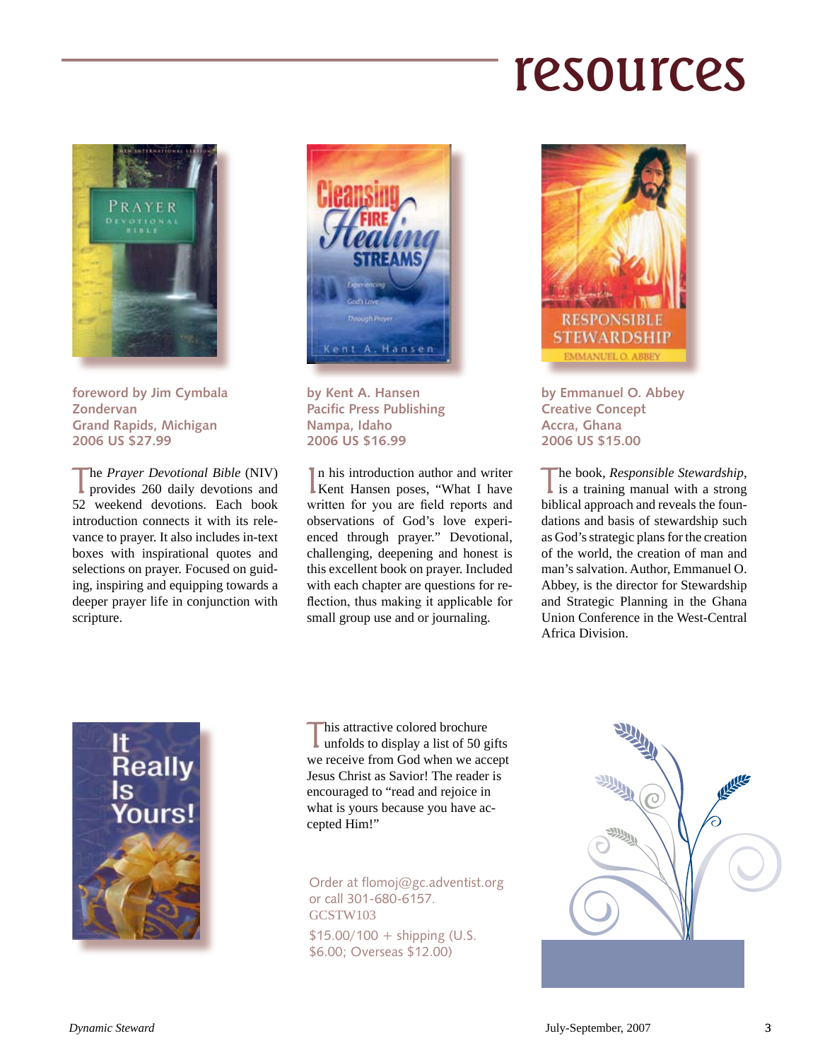# resources

foreword by Jim Cymbala
Zondervan
Grand Rapids, Michigan
2006 US $27.99

The *Prayer Devotional Bible* (NIV) provides 260 daily devotions and 52 weekend devotions. Each book introduction connects it with its relevance to prayer. It also includes in-text boxes with inspirational quotes and selections on prayer. Focused on guiding, inspiring and equipping towards a deeper prayer life in conjunction with scripture.

by Kent A. Hansen
Pacific Press Publishing
Nampa, Idaho
2006 US $16.99

In his introduction author and writer Kent Hansen poses, "What I have written for you are field reports and observations of God's love experienced through prayer." Devotional, challenging, deepening and honest is this excellent book on prayer. Included with each chapter are questions for reflection, thus making it applicable for small group use and or journaling.

by Emmanuel O. Abbey
Creative Concept
Accra, Ghana
2006 US $15.00

The book, *Responsible Stewardship*, is a training manual with a strong biblical approach and reveals the foundations and basis of stewardship such as God's strategic plans for the creation of the world, the creation of man and man's salvation. Author, Emmanuel O. Abbey, is the director for Stewardship and Strategic Planning in the Ghana Union Conference in the West-Central Africa Division.

This attractive colored brochure unfolds to display a list of 50 gifts we receive from God when we accept Jesus Christ as Savior! The reader is encouraged to "read and rejoice in what is yours because you have accepted Him!"

Order at flomoj@gc.adventist.org or call 301-680-6157.
GCSTW103
$15.00/100 + shipping (U.S. $6.00; Overseas $12.00)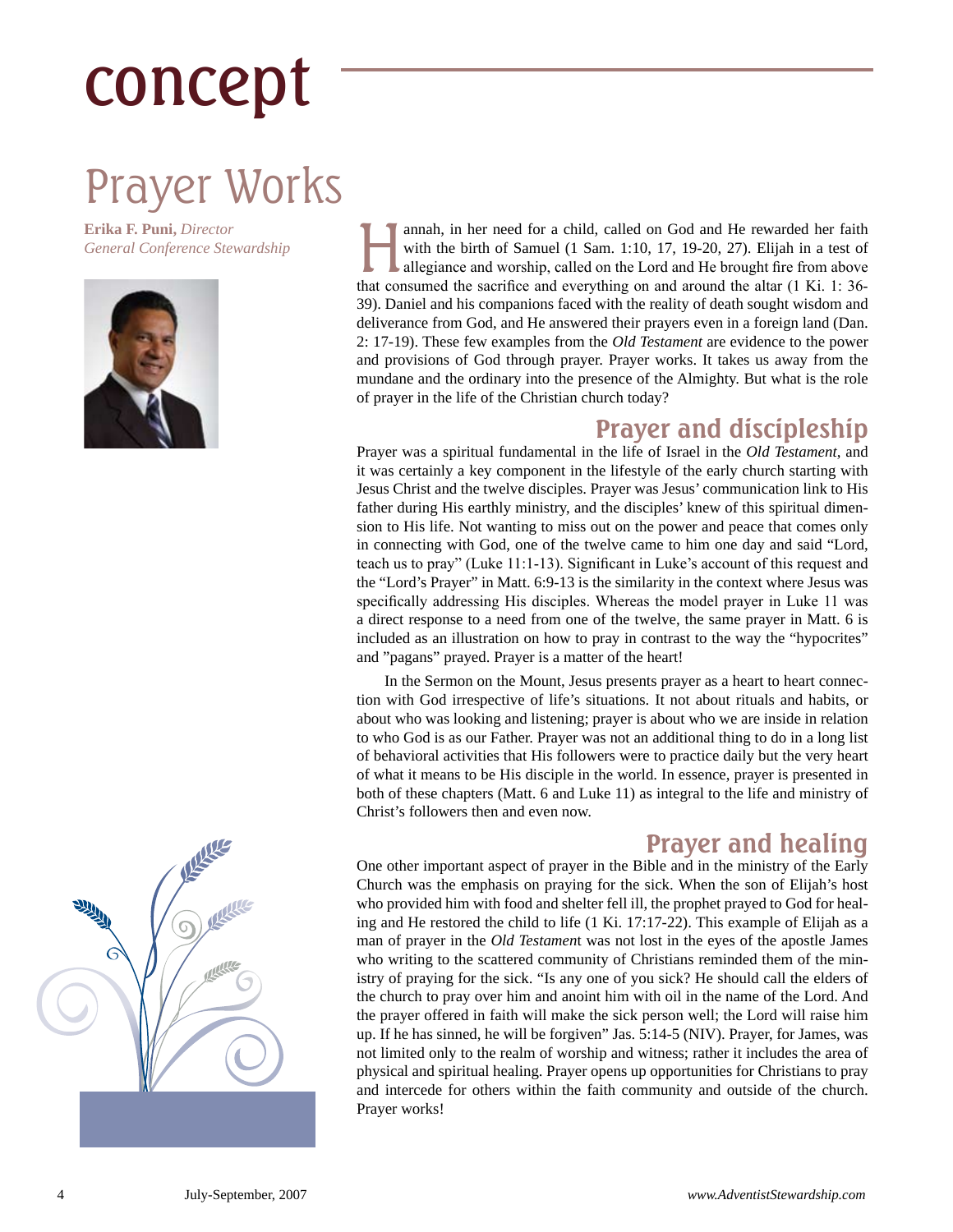# concept

## Prayer Works

**Erika F. Puni,** *Director*
*General Conference Stewardship*

Hannah, in her need for a child, called on God and He rewarded her faith with the birth of Samuel (1 Sam. 1:10, 17, 19-20, 27). Elijah in a test of allegiance and worship, called on the Lord and He brought fire from above that consumed the sacrifice and everything on and around the altar (1 Ki. 1: 36-39). Daniel and his companions faced with the reality of death sought wisdom and deliverance from God, and He answered their prayers even in a foreign land (Dan. 2: 17-19). These few examples from the *Old Testament* are evidence to the power and provisions of God through prayer. Prayer works. It takes us away from the mundane and the ordinary into the presence of the Almighty. But what is the role of prayer in the life of the Christian church today?

### Prayer and discipleship

Prayer was a spiritual fundamental in the life of Israel in the *Old Testament*, and it was certainly a key component in the lifestyle of the early church starting with Jesus Christ and the twelve disciples. Prayer was Jesus' communication link to His father during His earthly ministry, and the disciples' knew of this spiritual dimension to His life. Not wanting to miss out on the power and peace that comes only in connecting with God, one of the twelve came to him one day and said "Lord, teach us to pray" (Luke 11:1-13). Significant in Luke's account of this request and the "Lord's Prayer" in Matt. 6:9-13 is the similarity in the context where Jesus was specifically addressing His disciples. Whereas the model prayer in Luke 11 was a direct response to a need from one of the twelve, the same prayer in Matt. 6 is included as an illustration on how to pray in contrast to the way the "hypocrites" and "pagans" prayed. Prayer is a matter of the heart!

In the Sermon on the Mount, Jesus presents prayer as a heart to heart connection with God irrespective of life's situations. It not about rituals and habits, or about who was looking and listening; prayer is about who we are inside in relation to who God is as our Father. Prayer was not an additional thing to do in a long list of behavioral activities that His followers were to practice daily but the very heart of what it means to be His disciple in the world. In essence, prayer is presented in both of these chapters (Matt. 6 and Luke 11) as integral to the life and ministry of Christ's followers then and even now.

### Prayer and healing

One other important aspect of prayer in the Bible and in the ministry of the Early Church was the emphasis on praying for the sick. When the son of Elijah's host who provided him with food and shelter fell ill, the prophet prayed to God for healing and He restored the child to life (1 Ki. 17:17-22). This example of Elijah as a man of prayer in the *Old Testament* was not lost in the eyes of the apostle James who writing to the scattered community of Christians reminded them of the ministry of praying for the sick. "Is any one of you sick? He should call the elders of the church to pray over him and anoint him with oil in the name of the Lord. And the prayer offered in faith will make the sick person well; the Lord will raise him up. If he has sinned, he will be forgiven" Jas. 5:14-5 (NIV). Prayer, for James, was not limited only to the realm of worship and witness; rather it includes the area of physical and spiritual healing. Prayer opens up opportunities for Christians to pray and intercede for others within the faith community and outside of the church. Prayer works!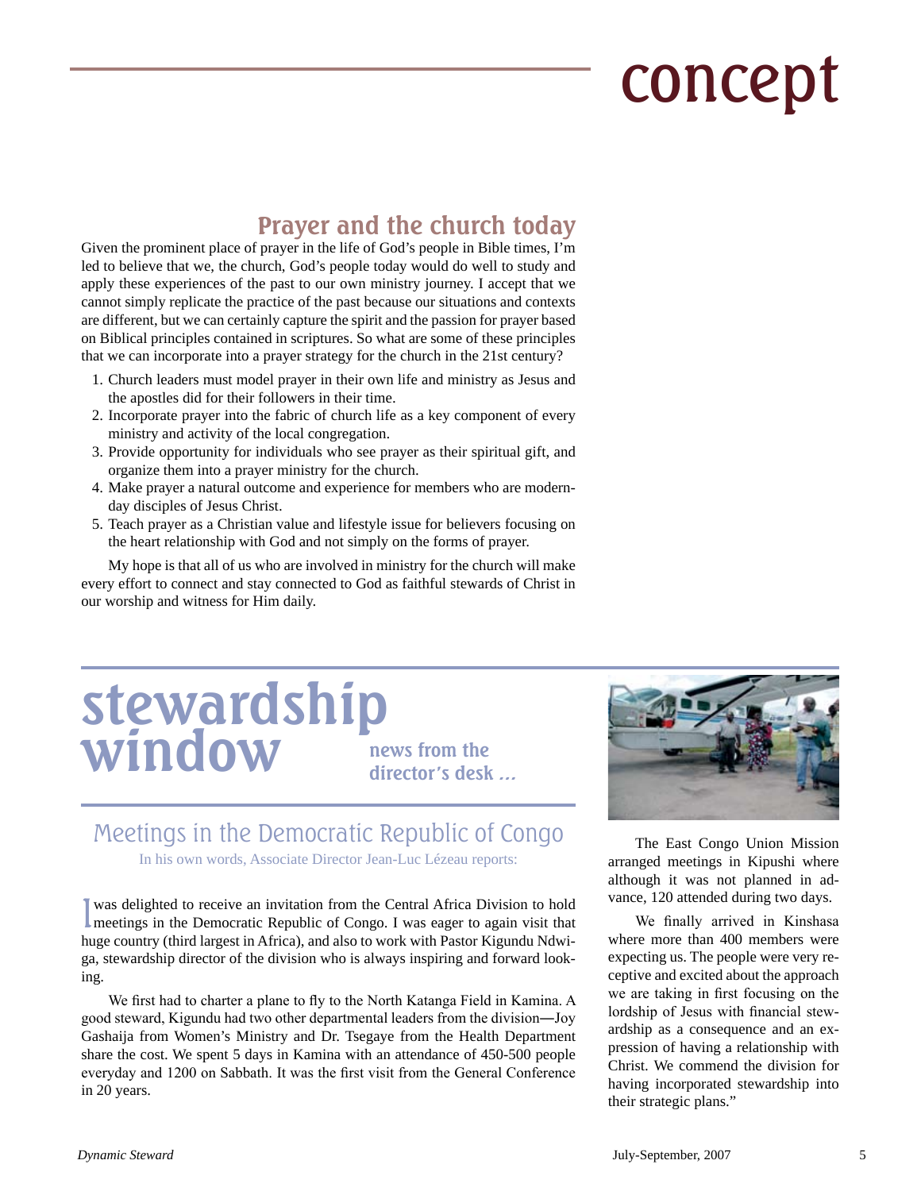# concept

## Prayer and the church today

Given the prominent place of prayer in the life of God's people in Bible times, I'm led to believe that we, the church, God's people today would do well to study and apply these experiences of the past to our own ministry journey. I accept that we cannot simply replicate the practice of the past because our situations and contexts are different, but we can certainly capture the spirit and the passion for prayer based on Biblical principles contained in scriptures. So what are some of these principles that we can incorporate into a prayer strategy for the church in the 21st century?

1. Church leaders must model prayer in their own life and ministry as Jesus and the apostles did for their followers in their time.
2. Incorporate prayer into the fabric of church life as a key component of every ministry and activity of the local congregation.
3. Provide opportunity for individuals who see prayer as their spiritual gift, and organize them into a prayer ministry for the church.
4. Make prayer a natural outcome and experience for members who are modern-day disciples of Jesus Christ.
5. Teach prayer as a Christian value and lifestyle issue for believers focusing on the heart relationship with God and not simply on the forms of prayer.

My hope is that all of us who are involved in ministry for the church will make every effort to connect and stay connected to God as faithful stewards of Christ in our worship and witness for Him daily.

# stewardship window

**news from the director's desk ...**

## Meetings in the Democratic Republic of Congo

In his own words, Associate Director Jean-Luc Lézeau reports:

I was delighted to receive an invitation from the Central Africa Division to hold meetings in the Democratic Republic of Congo. I was eager to again visit that huge country (third largest in Africa), and also to work with Pastor Kigundu Ndwiga, stewardship director of the division who is always inspiring and forward looking.

We first had to charter a plane to fly to the North Katanga Field in Kamina. A good steward, Kigundu had two other departmental leaders from the division—Joy Gashaija from Women's Ministry and Dr. Tsegaye from the Health Department share the cost. We spent 5 days in Kamina with an attendance of 450-500 people everyday and 1200 on Sabbath. It was the first visit from the General Conference in 20 years.

The East Congo Union Mission arranged meetings in Kipushi where although it was not planned in advance, 120 attended during two days.

We finally arrived in Kinshasa where more than 400 members were expecting us. The people were very receptive and excited about the approach we are taking in first focusing on the lordship of Jesus with financial stewardship as a consequence and an expression of having a relationship with Christ. We commend the division for having incorporated stewardship into their strategic plans."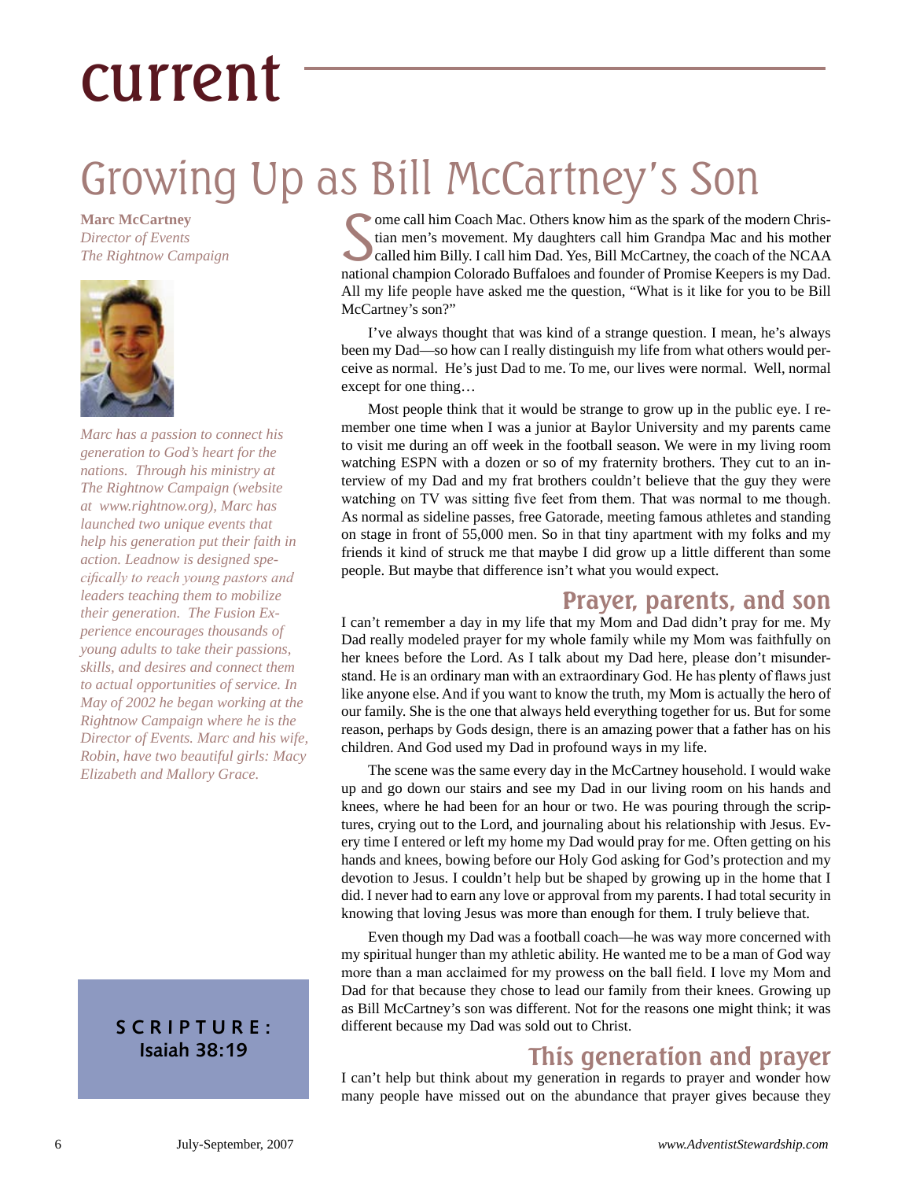# current

# Growing Up as Bill McCartney's Son

**Marc McCartney**
*Director of Events*
*The Rightnow Campaign*

*Marc has a passion to connect his generation to God's heart for the nations. Through his ministry at The Rightnow Campaign (website at www.rightnow.org), Marc has launched two unique events that help his generation put their faith in action. Leadnow is designed specifically to reach young pastors and leaders teaching them to mobilize their generation. The Fusion Experience encourages thousands of young adults to take their passions, skills, and desires and connect them to actual opportunities of service. In May of 2002 he began working at the Rightnow Campaign where he is the Director of Events. Marc and his wife, Robin, have two beautiful girls: Macy Elizabeth and Mallory Grace.*

**SCRIPTURE:**
**Isaiah 38:19**

Some call him Coach Mac. Others know him as the spark of the modern Christian men's movement. My daughters call him Grandpa Mac and his mother called him Billy. I call him Dad. Yes, Bill McCartney, the coach of the NCAA national champion Colorado Buffaloes and founder of Promise Keepers is my Dad. All my life people have asked me the question, "What is it like for you to be Bill McCartney's son?"

I've always thought that was kind of a strange question. I mean, he's always been my Dad—so how can I really distinguish my life from what others would perceive as normal. He's just Dad to me. To me, our lives were normal. Well, normal except for one thing…

Most people think that it would be strange to grow up in the public eye. I remember one time when I was a junior at Baylor University and my parents came to visit me during an off week in the football season. We were in my living room watching ESPN with a dozen or so of my fraternity brothers. They cut to an interview of my Dad and my frat brothers couldn't believe that the guy they were watching on TV was sitting five feet from them. That was normal to me though. As normal as sideline passes, free Gatorade, meeting famous athletes and standing on stage in front of 55,000 men. So in that tiny apartment with my folks and my friends it kind of struck me that maybe I did grow up a little different than some people. But maybe that difference isn't what you would expect.

## Prayer, parents, and son

I can't remember a day in my life that my Mom and Dad didn't pray for me. My Dad really modeled prayer for my whole family while my Mom was faithfully on her knees before the Lord. As I talk about my Dad here, please don't misunderstand. He is an ordinary man with an extraordinary God. He has plenty of flaws just like anyone else. And if you want to know the truth, my Mom is actually the hero of our family. She is the one that always held everything together for us. But for some reason, perhaps by Gods design, there is an amazing power that a father has on his children. And God used my Dad in profound ways in my life.

The scene was the same every day in the McCartney household. I would wake up and go down our stairs and see my Dad in our living room on his hands and knees, where he had been for an hour or two. He was pouring through the scriptures, crying out to the Lord, and journaling about his relationship with Jesus. Every time I entered or left my home my Dad would pray for me. Often getting on his hands and knees, bowing before our Holy God asking for God's protection and my devotion to Jesus. I couldn't help but be shaped by growing up in the home that I did. I never had to earn any love or approval from my parents. I had total security in knowing that loving Jesus was more than enough for them. I truly believe that.

Even though my Dad was a football coach—he was way more concerned with my spiritual hunger than my athletic ability. He wanted me to be a man of God way more than a man acclaimed for my prowess on the ball field. I love my Mom and Dad for that because they chose to lead our family from their knees. Growing up as Bill McCartney's son was different. Not for the reasons one might think; it was different because my Dad was sold out to Christ.

## This generation and prayer

I can't help but think about my generation in regards to prayer and wonder how many people have missed out on the abundance that prayer gives because they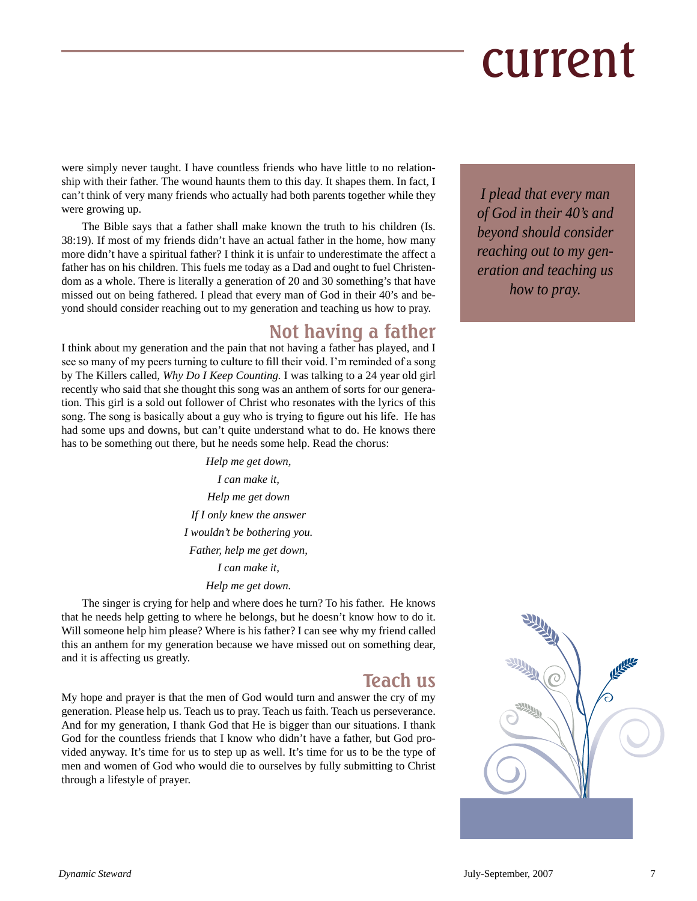were simply never taught. I have countless friends who have little to no relationship with their father. The wound haunts them to this day. It shapes them. In fact, I can't think of very many friends who actually had both parents together while they were growing up.

The Bible says that a father shall make known the truth to his children (Is. 38:19). If most of my friends didn't have an actual father in the home, how many more didn't have a spiritual father? I think it is unfair to underestimate the affect a father has on his children. This fuels me today as a Dad and ought to fuel Christendom as a whole. There is literally a generation of 20 and 30 something's that have missed out on being fathered. I plead that every man of God in their 40's and beyond should consider reaching out to my generation and teaching us how to pray.

*I plead that every man of God in their 40's and beyond should consider reaching out to my generation and teaching us how to pray.*

## Not having a father

I think about my generation and the pain that not having a father has played, and I see so many of my peers turning to culture to fill their void. I'm reminded of a song by The Killers called, *Why Do I Keep Counting.* I was talking to a 24 year old girl recently who said that she thought this song was an anthem of sorts for our generation. This girl is a sold out follower of Christ who resonates with the lyrics of this song. The song is basically about a guy who is trying to figure out his life. He has had some ups and downs, but can't quite understand what to do. He knows there has to be something out there, but he needs some help. Read the chorus:

*Help me get down,*
*I can make it,*
*Help me get down*
*If I only knew the answer*
*I wouldn't be bothering you.*
*Father, help me get down,*
*I can make it,*
*Help me get down.*

The singer is crying for help and where does he turn? To his father. He knows that he needs help getting to where he belongs, but he doesn't know how to do it. Will someone help him please? Where is his father? I can see why my friend called this an anthem for my generation because we have missed out on something dear, and it is affecting us greatly.

## Teach us

My hope and prayer is that the men of God would turn and answer the cry of my generation. Please help us. Teach us to pray. Teach us faith. Teach us perseverance. And for my generation, I thank God that He is bigger than our situations. I thank God for the countless friends that I know who didn't have a father, but God provided anyway. It's time for us to step up as well. It's time for us to be the type of men and women of God who would die to ourselves by fully submitting to Christ through a lifestyle of prayer.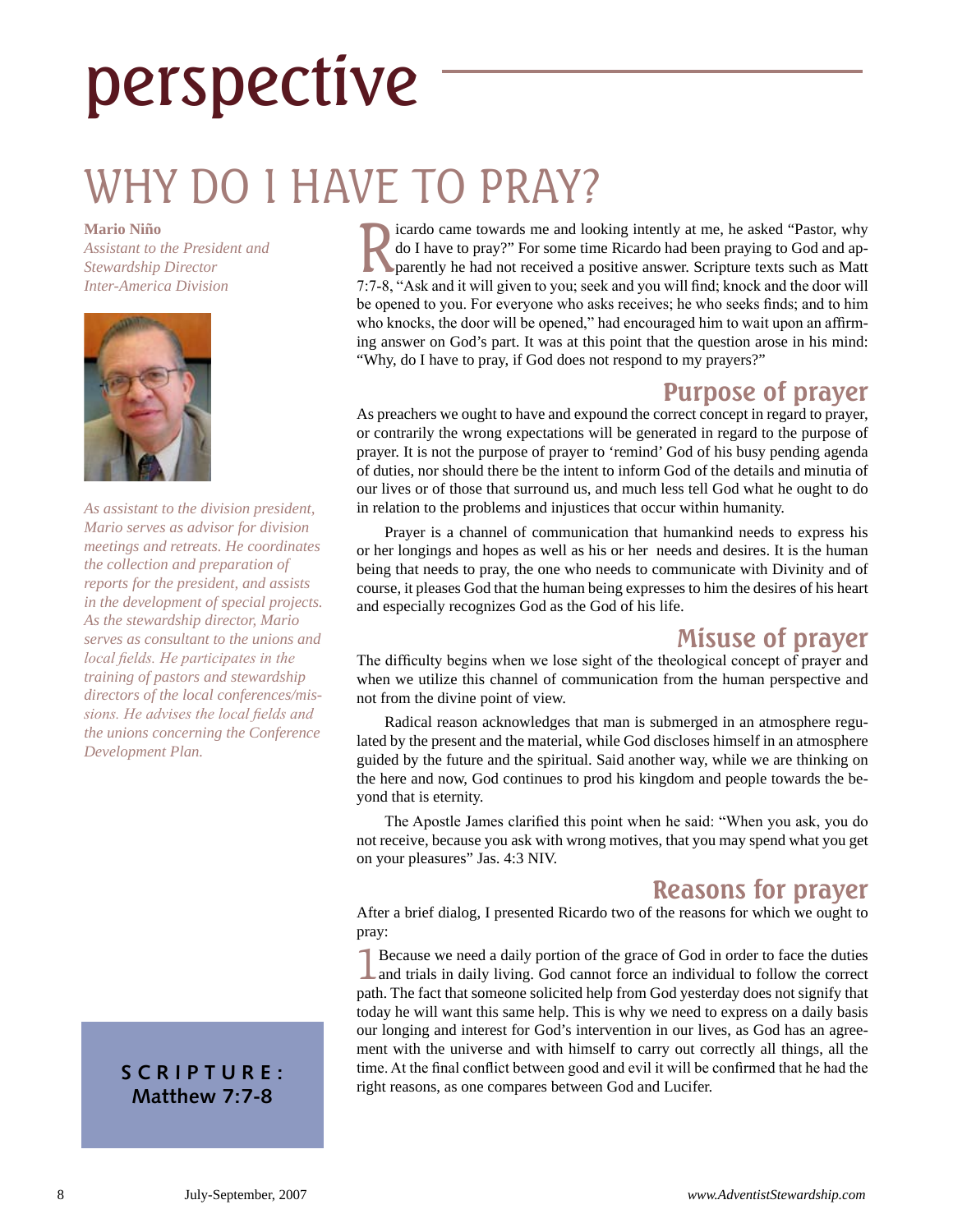# perspective

# WHY DO I HAVE TO PRAY?

**Mario Niño**
*Assistant to the President and Stewardship Director Inter-America Division*

*As assistant to the division president, Mario serves as advisor for division meetings and retreats. He coordinates the collection and preparation of reports for the president, and assists in the development of special projects. As the stewardship director, Mario serves as consultant to the unions and local fields. He participates in the training of pastors and stewardship directors of the local conferences/missions. He advises the local fields and the unions concerning the Conference Development Plan.*

**SCRIPTURE: Matthew 7:7-8**

Ricardo came towards me and looking intently at me, he asked "Pastor, why do I have to pray?" For some time Ricardo had been praying to God and apparently he had not received a positive answer. Scripture texts such as Matt 7:7-8, "Ask and it will given to you; seek and you will find; knock and the door will be opened to you. For everyone who asks receives; he who seeks finds; and to him who knocks, the door will be opened," had encouraged him to wait upon an affirming answer on God's part. It was at this point that the question arose in his mind: "Why, do I have to pray, if God does not respond to my prayers?"

## Purpose of prayer

As preachers we ought to have and expound the correct concept in regard to prayer, or contrarily the wrong expectations will be generated in regard to the purpose of prayer. It is not the purpose of prayer to 'remind' God of his busy pending agenda of duties, nor should there be the intent to inform God of the details and minutia of our lives or of those that surround us, and much less tell God what he ought to do in relation to the problems and injustices that occur within humanity.

Prayer is a channel of communication that humankind needs to express his or her longings and hopes as well as his or her needs and desires. It is the human being that needs to pray, the one who needs to communicate with Divinity and of course, it pleases God that the human being expresses to him the desires of his heart and especially recognizes God as the God of his life.

## Misuse of prayer

The difficulty begins when we lose sight of the theological concept of prayer and when we utilize this channel of communication from the human perspective and not from the divine point of view.

Radical reason acknowledges that man is submerged in an atmosphere regulated by the present and the material, while God discloses himself in an atmosphere guided by the future and the spiritual. Said another way, while we are thinking on the here and now, God continues to prod his kingdom and people towards the beyond that is eternity.

The Apostle James clarified this point when he said: "When you ask, you do not receive, because you ask with wrong motives, that you may spend what you get on your pleasures" Jas. 4:3 NIV.

## Reasons for prayer

After a brief dialog, I presented Ricardo two of the reasons for which we ought to pray:

1 Because we need a daily portion of the grace of God in order to face the duties and trials in daily living. God cannot force an individual to follow the correct path. The fact that someone solicited help from God yesterday does not signify that today he will want this same help. This is why we need to express on a daily basis our longing and interest for God's intervention in our lives, as God has an agreement with the universe and with himself to carry out correctly all things, all the time. At the final conflict between good and evil it will be confirmed that he had the right reasons, as one compares between God and Lucifer.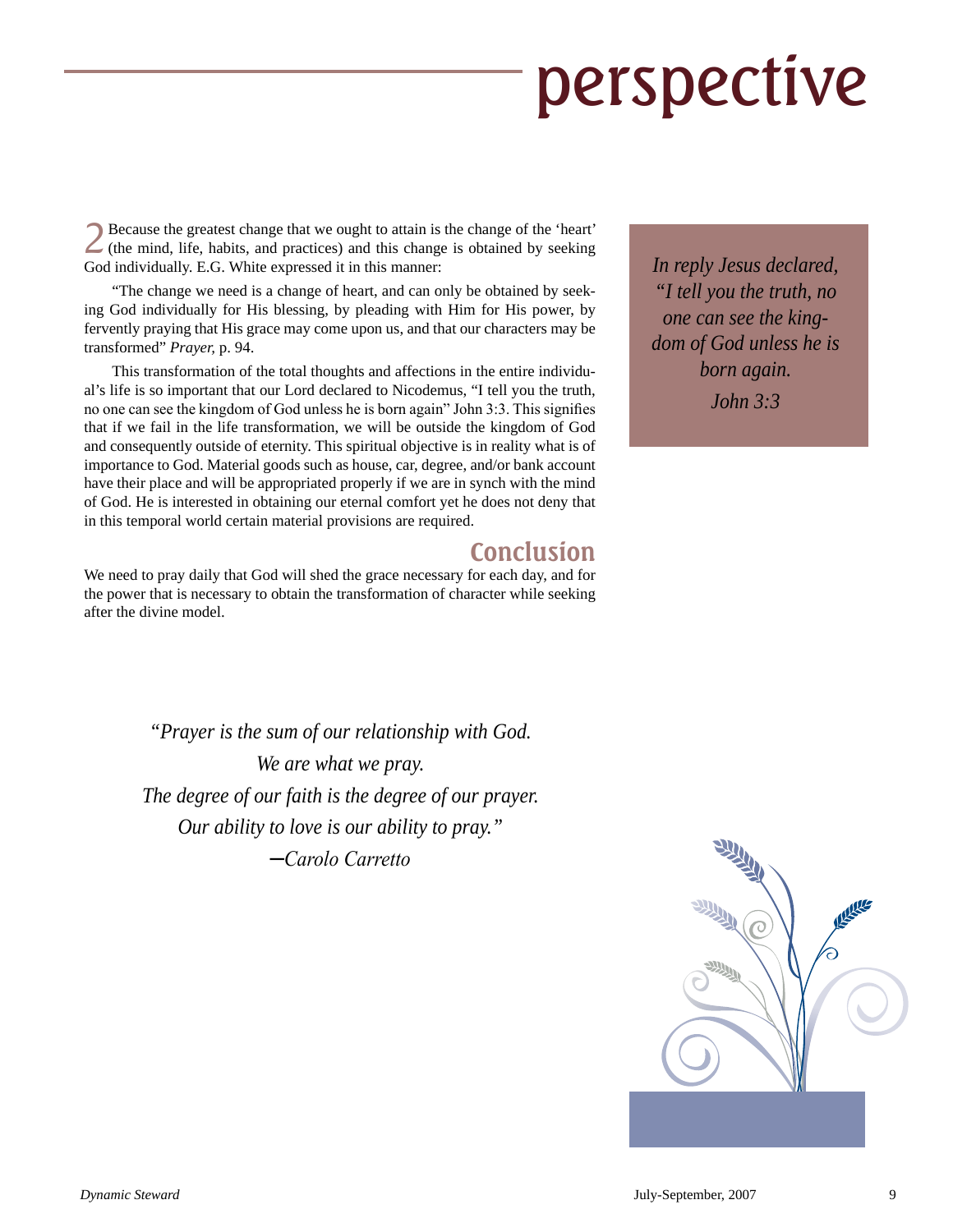# perspective

2 Because the greatest change that we ought to attain is the change of the 'heart' (the mind, life, habits, and practices) and this change is obtained by seeking God individually. E.G. White expressed it in this manner:

"The change we need is a change of heart, and can only be obtained by seeking God individually for His blessing, by pleading with Him for His power, by fervently praying that His grace may come upon us, and that our characters may be transformed" *Prayer,* p. 94.

This transformation of the total thoughts and affections in the entire individual's life is so important that our Lord declared to Nicodemus, "I tell you the truth, no one can see the kingdom of God unless he is born again" John 3:3. This signifies that if we fail in the life transformation, we will be outside the kingdom of God and consequently outside of eternity. This spiritual objective is in reality what is of importance to God. Material goods such as house, car, degree, and/or bank account have their place and will be appropriated properly if we are in synch with the mind of God. He is interested in obtaining our eternal comfort yet he does not deny that in this temporal world certain material provisions are required.

> *In reply Jesus declared, "I tell you the truth, no one can see the kingdom of God unless he is born again.*
> *John 3:3*

## Conclusion

We need to pray daily that God will shed the grace necessary for each day, and for the power that is necessary to obtain the transformation of character while seeking after the divine model.

> *"Prayer is the sum of our relationship with God.*
> *We are what we pray.*
> *The degree of our faith is the degree of our prayer.*
> *Our ability to love is our ability to pray."*
> *–Carolo Carretto*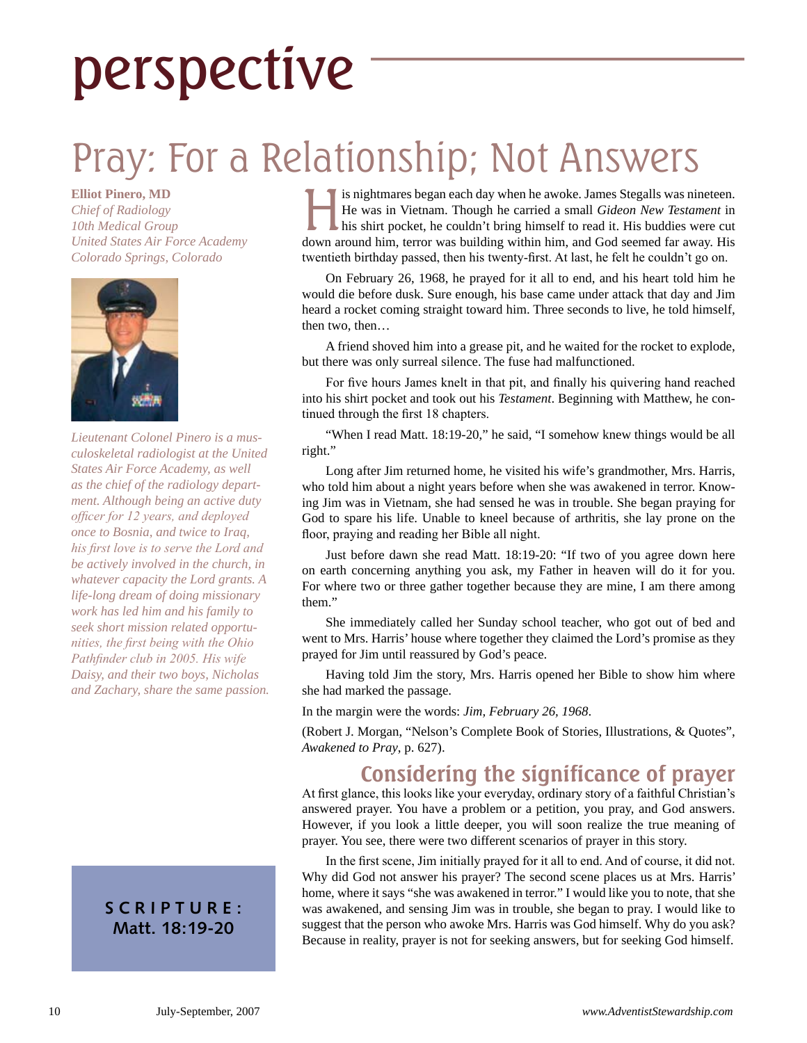# perspective

## Pray: For a Relationship; Not Answers

**Elliot Pinero, MD**
*Chief of Radiology*
*10th Medical Group*
*United States Air Force Academy*
*Colorado Springs, Colorado*

*Lieutenant Colonel Pinero is a musculoskeletal radiologist at the United States Air Force Academy, as well as the chief of the radiology department. Although being an active duty officer for 12 years, and deployed once to Bosnia, and twice to Iraq, his first love is to serve the Lord and be actively involved in the church, in whatever capacity the Lord grants. A life-long dream of doing missionary work has led him and his family to seek short mission related opportunities, the first being with the Ohio Pathfinder club in 2005. His wife Daisy, and their two boys, Nicholas and Zachary, share the same passion.*

His nightmares began each day when he awoke. James Stegalls was nineteen. He was in Vietnam. Though he carried a small *Gideon New Testament* in his shirt pocket, he couldn't bring himself to read it. His buddies were cut down around him, terror was building within him, and God seemed far away. His twentieth birthday passed, then his twenty-first. At last, he felt he couldn't go on.

On February 26, 1968, he prayed for it all to end, and his heart told him he would die before dusk. Sure enough, his base came under attack that day and Jim heard a rocket coming straight toward him. Three seconds to live, he told himself, then two, then…

A friend shoved him into a grease pit, and he waited for the rocket to explode, but there was only surreal silence. The fuse had malfunctioned.

For five hours James knelt in that pit, and finally his quivering hand reached into his shirt pocket and took out his *Testament*. Beginning with Matthew, he continued through the first 18 chapters.

"When I read Matt. 18:19-20," he said, "I somehow knew things would be all right."

Long after Jim returned home, he visited his wife's grandmother, Mrs. Harris, who told him about a night years before when she was awakened in terror. Knowing Jim was in Vietnam, she had sensed he was in trouble. She began praying for God to spare his life. Unable to kneel because of arthritis, she lay prone on the floor, praying and reading her Bible all night.

Just before dawn she read Matt. 18:19-20: "If two of you agree down here on earth concerning anything you ask, my Father in heaven will do it for you. For where two or three gather together because they are mine, I am there among them."

She immediately called her Sunday school teacher, who got out of bed and went to Mrs. Harris' house where together they claimed the Lord's promise as they prayed for Jim until reassured by God's peace.

Having told Jim the story, Mrs. Harris opened her Bible to show him where she had marked the passage.

In the margin were the words: *Jim, February 26, 1968*.

(Robert J. Morgan, "Nelson's Complete Book of Stories, Illustrations, & Quotes", *Awakened to Pray*, p. 627).

### Considering the significance of prayer

At first glance, this looks like your everyday, ordinary story of a faithful Christian's answered prayer. You have a problem or a petition, you pray, and God answers. However, if you look a little deeper, you will soon realize the true meaning of prayer. You see, there were two different scenarios of prayer in this story.

In the first scene, Jim initially prayed for it all to end. And of course, it did not. Why did God not answer his prayer? The second scene places us at Mrs. Harris' home, where it says "she was awakened in terror." I would like you to note, that she was awakened, and sensing Jim was in trouble, she began to pray. I would like to suggest that the person who awoke Mrs. Harris was God himself. Why do you ask? Because in reality, prayer is not for seeking answers, but for seeking God himself.

**SCRIPTURE:**
**Matt. 18:19-20**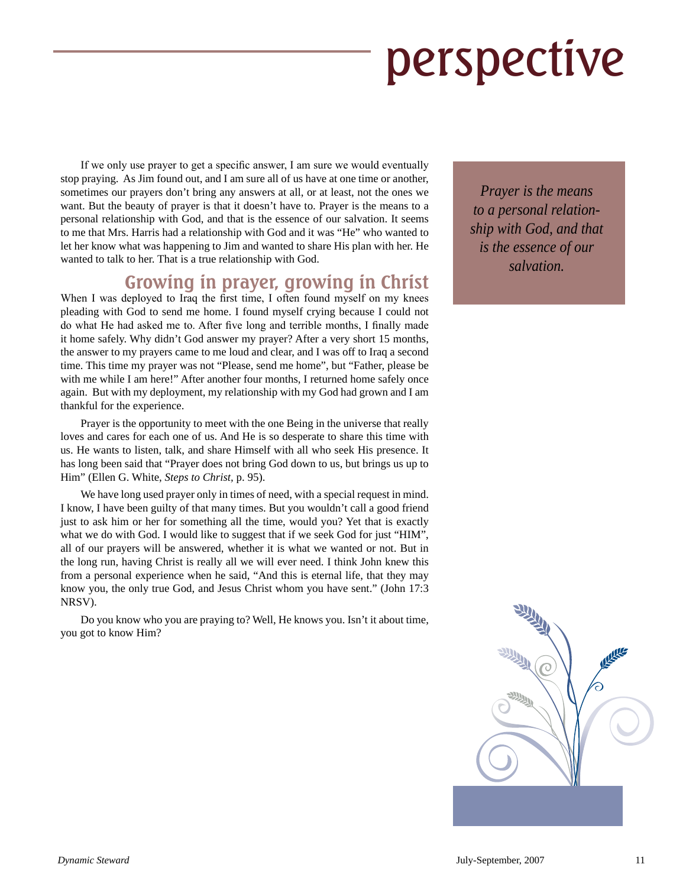# perspective

If we only use prayer to get a specific answer, I am sure we would eventually stop praying. As Jim found out, and I am sure all of us have at one time or another, sometimes our prayers don't bring any answers at all, or at least, not the ones we want. But the beauty of prayer is that it doesn't have to. Prayer is the means to a personal relationship with God, and that is the essence of our salvation. It seems to me that Mrs. Harris had a relationship with God and it was "He" who wanted to let her know what was happening to Jim and wanted to share His plan with her. He wanted to talk to her. That is a true relationship with God.

*Prayer is the means to a personal relationship with God, and that is the essence of our salvation.*

## Growing in prayer, growing in Christ

When I was deployed to Iraq the first time, I often found myself on my knees pleading with God to send me home. I found myself crying because I could not do what He had asked me to. After five long and terrible months, I finally made it home safely. Why didn't God answer my prayer? After a very short 15 months, the answer to my prayers came to me loud and clear, and I was off to Iraq a second time. This time my prayer was not "Please, send me home", but "Father, please be with me while I am here!" After another four months, I returned home safely once again. But with my deployment, my relationship with my God had grown and I am thankful for the experience.

Prayer is the opportunity to meet with the one Being in the universe that really loves and cares for each one of us. And He is so desperate to share this time with us. He wants to listen, talk, and share Himself with all who seek His presence. It has long been said that "Prayer does not bring God down to us, but brings us up to Him" (Ellen G. White, *Steps to Christ*, p. 95).

We have long used prayer only in times of need, with a special request in mind. I know, I have been guilty of that many times. But you wouldn't call a good friend just to ask him or her for something all the time, would you? Yet that is exactly what we do with God. I would like to suggest that if we seek God for just "HIM", all of our prayers will be answered, whether it is what we wanted or not. But in the long run, having Christ is really all we will ever need. I think John knew this from a personal experience when he said, "And this is eternal life, that they may know you, the only true God, and Jesus Christ whom you have sent." (John 17:3 NRSV).

Do you know who you are praying to? Well, He knows you. Isn't it about time, you got to know Him?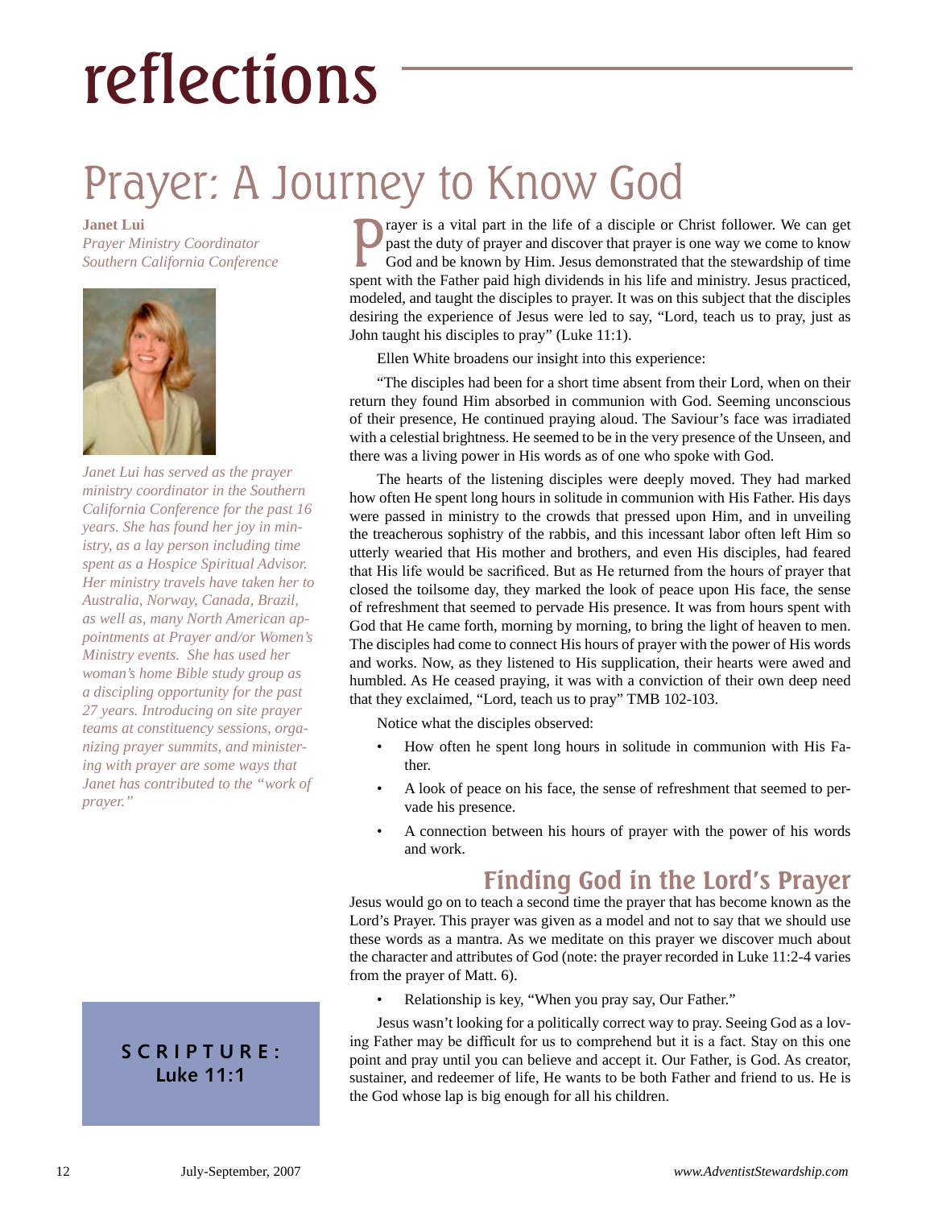# reflections

## Prayer: A Journey to Know God

**Janet Lui**
*Prayer Ministry Coordinator*
*Southern California Conference*

*Janet Lui has served as the prayer ministry coordinator in the Southern California Conference for the past 16 years. She has found her joy in ministry, as a lay person including time spent as a Hospice Spiritual Advisor. Her ministry travels have taken her to Australia, Norway, Canada, Brazil, as well as, many North American appointments at Prayer and/or Women's Ministry events. She has used her woman's home Bible study group as a discipling opportunity for the past 27 years. Introducing on site prayer teams at constituency sessions, organizing prayer summits, and ministering with prayer are some ways that Janet has contributed to the "work of prayer."*

**SCRIPTURE: Luke 11:1**

Prayer is a vital part in the life of a disciple or Christ follower. We can get past the duty of prayer and discover that prayer is one way we come to know God and be known by Him. Jesus demonstrated that the stewardship of time spent with the Father paid high dividends in his life and ministry. Jesus practiced, modeled, and taught the disciples to prayer. It was on this subject that the disciples desiring the experience of Jesus were led to say, "Lord, teach us to pray, just as John taught his disciples to pray" (Luke 11:1).

Ellen White broadens our insight into this experience:

"The disciples had been for a short time absent from their Lord, when on their return they found Him absorbed in communion with God. Seeming unconscious of their presence, He continued praying aloud. The Saviour's face was irradiated with a celestial brightness. He seemed to be in the very presence of the Unseen, and there was a living power in His words as of one who spoke with God.

The hearts of the listening disciples were deeply moved. They had marked how often He spent long hours in solitude in communion with His Father. His days were passed in ministry to the crowds that pressed upon Him, and in unveiling the treacherous sophistry of the rabbis, and this incessant labor often left Him so utterly wearied that His mother and brothers, and even His disciples, had feared that His life would be sacrificed. But as He returned from the hours of prayer that closed the toilsome day, they marked the look of peace upon His face, the sense of refreshment that seemed to pervade His presence. It was from hours spent with God that He came forth, morning by morning, to bring the light of heaven to men. The disciples had come to connect His hours of prayer with the power of His words and works. Now, as they listened to His supplication, their hearts were awed and humbled. As He ceased praying, it was with a conviction of their own deep need that they exclaimed, "Lord, teach us to pray" TMB 102-103.

Notice what the disciples observed:

- How often he spent long hours in solitude in communion with His Father.
- A look of peace on his face, the sense of refreshment that seemed to pervade his presence.
- A connection between his hours of prayer with the power of his words and work.

### Finding God in the Lord's Prayer

Jesus would go on to teach a second time the prayer that has become known as the Lord's Prayer. This prayer was given as a model and not to say that we should use these words as a mantra. As we meditate on this prayer we discover much about the character and attributes of God (note: the prayer recorded in Luke 11:2-4 varies from the prayer of Matt. 6).

- Relationship is key, "When you pray say, Our Father."

Jesus wasn't looking for a politically correct way to pray. Seeing God as a loving Father may be difficult for us to comprehend but it is a fact. Stay on this one point and pray until you can believe and accept it. Our Father, is God. As creator, sustainer, and redeemer of life, He wants to be both Father and friend to us. He is the God whose lap is big enough for all his children.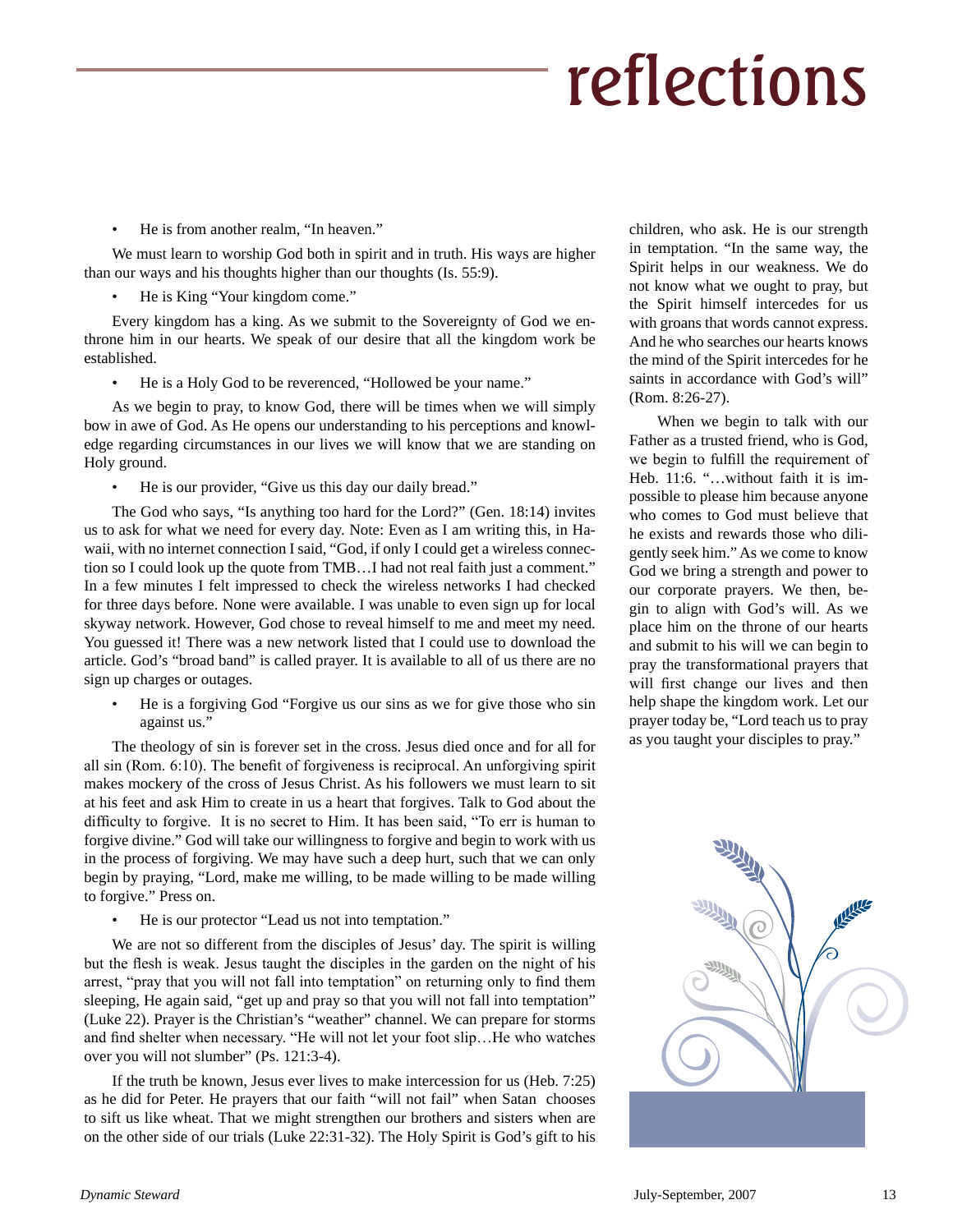# reflections

- He is from another realm, "In heaven."

We must learn to worship God both in spirit and in truth. His ways are higher than our ways and his thoughts higher than our thoughts (Is. 55:9).

- He is King "Your kingdom come."

Every kingdom has a king. As we submit to the Sovereignty of God we enthrone him in our hearts. We speak of our desire that all the kingdom work be established.

- He is a Holy God to be reverenced, "Hollowed be your name."

As we begin to pray, to know God, there will be times when we will simply bow in awe of God. As He opens our understanding to his perceptions and knowledge regarding circumstances in our lives we will know that we are standing on Holy ground.

- He is our provider, "Give us this day our daily bread."

The God who says, "Is anything too hard for the Lord?" (Gen. 18:14) invites us to ask for what we need for every day. Note: Even as I am writing this, in Hawaii, with no internet connection I said, "God, if only I could get a wireless connection so I could look up the quote from TMB…I had not real faith just a comment." In a few minutes I felt impressed to check the wireless networks I had checked for three days before. None were available. I was unable to even sign up for local skyway network. However, God chose to reveal himself to me and meet my need. You guessed it! There was a new network listed that I could use to download the article. God's "broad band" is called prayer. It is available to all of us there are no sign up charges or outages.

- He is a forgiving God "Forgive us our sins as we for give those who sin against us."

The theology of sin is forever set in the cross. Jesus died once and for all for all sin (Rom. 6:10). The benefit of forgiveness is reciprocal. An unforgiving spirit makes mockery of the cross of Jesus Christ. As his followers we must learn to sit at his feet and ask Him to create in us a heart that forgives. Talk to God about the difficulty to forgive. It is no secret to Him. It has been said, "To err is human to forgive divine." God will take our willingness to forgive and begin to work with us in the process of forgiving. We may have such a deep hurt, such that we can only begin by praying, "Lord, make me willing, to be made willing to be made willing to forgive." Press on.

- He is our protector "Lead us not into temptation."

We are not so different from the disciples of Jesus' day. The spirit is willing but the flesh is weak. Jesus taught the disciples in the garden on the night of his arrest, "pray that you will not fall into temptation" on returning only to find them sleeping, He again said, "get up and pray so that you will not fall into temptation" (Luke 22). Prayer is the Christian's "weather" channel. We can prepare for storms and find shelter when necessary. "He will not let your foot slip…He who watches over you will not slumber" (Ps. 121:3-4).

If the truth be known, Jesus ever lives to make intercession for us (Heb. 7:25) as he did for Peter. He prayers that our faith "will not fail" when Satan chooses to sift us like wheat. That we might strengthen our brothers and sisters when are on the other side of our trials (Luke 22:31-32). The Holy Spirit is God's gift to his children, who ask. He is our strength in temptation. "In the same way, the Spirit helps in our weakness. We do not know what we ought to pray, but the Spirit himself intercedes for us with groans that words cannot express. And he who searches our hearts knows the mind of the Spirit intercedes for he saints in accordance with God's will" (Rom. 8:26-27).

When we begin to talk with our Father as a trusted friend, who is God, we begin to fulfill the requirement of Heb. 11:6. "…without faith it is impossible to please him because anyone who comes to God must believe that he exists and rewards those who diligently seek him." As we come to know God we bring a strength and power to our corporate prayers. We then, begin to align with God's will. As we place him on the throne of our hearts and submit to his will we can begin to pray the transformational prayers that will first change our lives and then help shape the kingdom work. Let our prayer today be, "Lord teach us to pray as you taught your disciples to pray."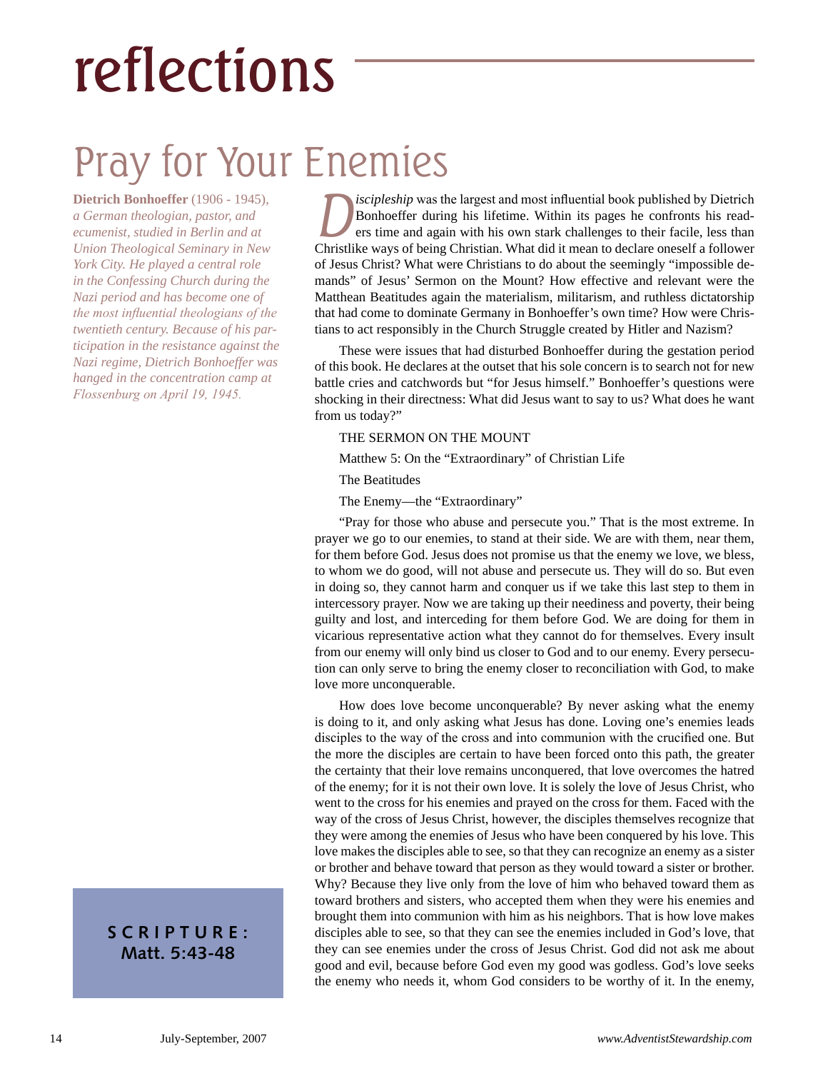# reflections

## Pray for Your Enemies

**Dietrich Bonhoeffer** (1906 - 1945), *a German theologian, pastor, and ecumenist, studied in Berlin and at Union Theological Seminary in New York City. He played a central role in the Confessing Church during the Nazi period and has become one of the most influential theologians of the twentieth century. Because of his participation in the resistance against the Nazi regime, Dietrich Bonhoeffer was hanged in the concentration camp at Flossenburg on April 19, 1945.*

*Discipleship* was the largest and most influential book published by Dietrich Bonhoeffer during his lifetime. Within its pages he confronts his readers time and again with his own stark challenges to their facile, less than Christlike ways of being Christian. What did it mean to declare oneself a follower of Jesus Christ? What were Christians to do about the seemingly "impossible demands" of Jesus' Sermon on the Mount? How effective and relevant were the Matthean Beatitudes again the materialism, militarism, and ruthless dictatorship that had come to dominate Germany in Bonhoeffer's own time? How were Christians to act responsibly in the Church Struggle created by Hitler and Nazism?

These were issues that had disturbed Bonhoeffer during the gestation period of this book. He declares at the outset that his sole concern is to search not for new battle cries and catchwords but "for Jesus himself." Bonhoeffer's questions were shocking in their directness: What did Jesus want to say to us? What does he want from us today?"

THE SERMON ON THE MOUNT

Matthew 5: On the "Extraordinary" of Christian Life

The Beatitudes

The Enemy—the "Extraordinary"

"Pray for those who abuse and persecute you." That is the most extreme. In prayer we go to our enemies, to stand at their side. We are with them, near them, for them before God. Jesus does not promise us that the enemy we love, we bless, to whom we do good, will not abuse and persecute us. They will do so. But even in doing so, they cannot harm and conquer us if we take this last step to them in intercessory prayer. Now we are taking up their neediness and poverty, their being guilty and lost, and interceding for them before God. We are doing for them in vicarious representative action what they cannot do for themselves. Every insult from our enemy will only bind us closer to God and to our enemy. Every persecution can only serve to bring the enemy closer to reconciliation with God, to make love more unconquerable.

How does love become unconquerable? By never asking what the enemy is doing to it, and only asking what Jesus has done. Loving one's enemies leads disciples to the way of the cross and into communion with the crucified one. But the more the disciples are certain to have been forced onto this path, the greater the certainty that their love remains unconquered, that love overcomes the hatred of the enemy; for it is not their own love. It is solely the love of Jesus Christ, who went to the cross for his enemies and prayed on the cross for them. Faced with the way of the cross of Jesus Christ, however, the disciples themselves recognize that they were among the enemies of Jesus who have been conquered by his love. This love makes the disciples able to see, so that they can recognize an enemy as a sister or brother and behave toward that person as they would toward a sister or brother. Why? Because they live only from the love of him who behaved toward them as toward brothers and sisters, who accepted them when they were his enemies and brought them into communion with him as his neighbors. That is how love makes disciples able to see, so that they can see the enemies included in God's love, that they can see enemies under the cross of Jesus Christ. God did not ask me about good and evil, because before God even my good was godless. God's love seeks the enemy who needs it, whom God considers to be worthy of it. In the enemy,

**SCRIPTURE:**
**Matt. 5:43-48**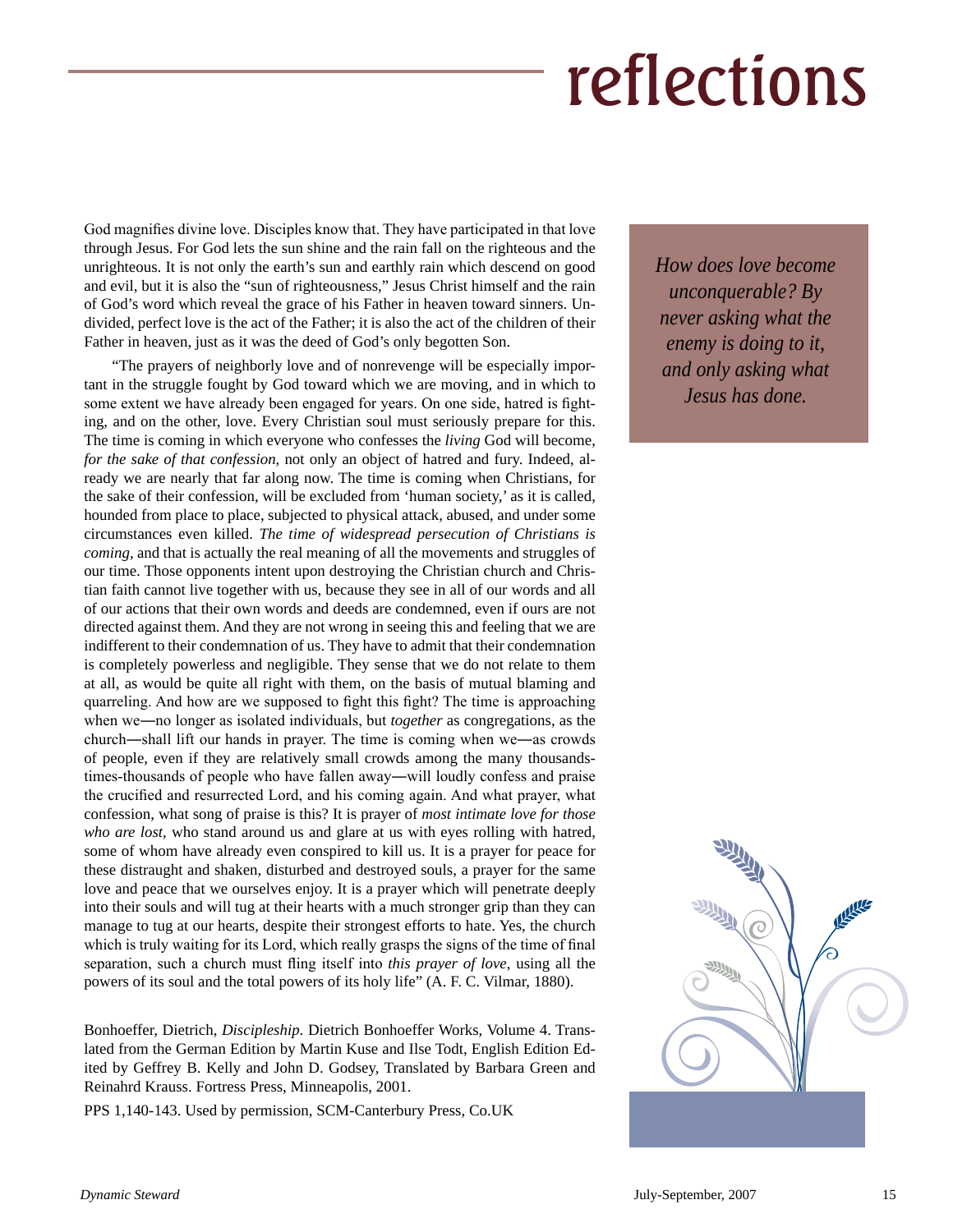# reflections

God magnifies divine love. Disciples know that. They have participated in that love through Jesus. For God lets the sun shine and the rain fall on the righteous and the unrighteous. It is not only the earth's sun and earthly rain which descend on good and evil, but it is also the "sun of righteousness," Jesus Christ himself and the rain of God's word which reveal the grace of his Father in heaven toward sinners. Undivided, perfect love is the act of the Father; it is also the act of the children of their Father in heaven, just as it was the deed of God's only begotten Son.

*How does love become unconquerable? By never asking what the enemy is doing to it, and only asking what Jesus has done.*

"The prayers of neighborly love and of nonrevenge will be especially important in the struggle fought by God toward which we are moving, and in which to some extent we have already been engaged for years. On one side, hatred is fighting, and on the other, love. Every Christian soul must seriously prepare for this. The time is coming in which everyone who confesses the *living* God will become, *for the sake of that confession*, not only an object of hatred and fury. Indeed, already we are nearly that far along now. The time is coming when Christians, for the sake of their confession, will be excluded from 'human society,' as it is called, hounded from place to place, subjected to physical attack, abused, and under some circumstances even killed. *The time of widespread persecution of Christians is coming*, and that is actually the real meaning of all the movements and struggles of our time. Those opponents intent upon destroying the Christian church and Christian faith cannot live together with us, because they see in all of our words and all of our actions that their own words and deeds are condemned, even if ours are not directed against them. And they are not wrong in seeing this and feeling that we are indifferent to their condemnation of us. They have to admit that their condemnation is completely powerless and negligible. They sense that we do not relate to them at all, as would be quite all right with them, on the basis of mutual blaming and quarreling. And how are we supposed to fight this fight? The time is approaching when we—no longer as isolated individuals, but *together* as congregations, as the church—shall lift our hands in prayer. The time is coming when we—as crowds of people, even if they are relatively small crowds among the many thousands-times-thousands of people who have fallen away—will loudly confess and praise the crucified and resurrected Lord, and his coming again. And what prayer, what confession, what song of praise is this? It is prayer of *most intimate love for those who are lost*, who stand around us and glare at us with eyes rolling with hatred, some of whom have already even conspired to kill us. It is a prayer for peace for these distraught and shaken, disturbed and destroyed souls, a prayer for the same love and peace that we ourselves enjoy. It is a prayer which will penetrate deeply into their souls and will tug at their hearts with a much stronger grip than they can manage to tug at our hearts, despite their strongest efforts to hate. Yes, the church which is truly waiting for its Lord, which really grasps the signs of the time of final separation, such a church must fling itself into *this prayer of love*, using all the powers of its soul and the total powers of its holy life" (A. F. C. Vilmar, 1880).

Bonhoeffer, Dietrich, *Discipleship*. Dietrich Bonhoeffer Works, Volume 4. Translated from the German Edition by Martin Kuse and Ilse Todt, English Edition Edited by Geffrey B. Kelly and John D. Godsey, Translated by Barbara Green and Reinahrd Krauss. Fortress Press, Minneapolis, 2001.

PPS 1,140-143. Used by permission, SCM-Canterbury Press, Co.UK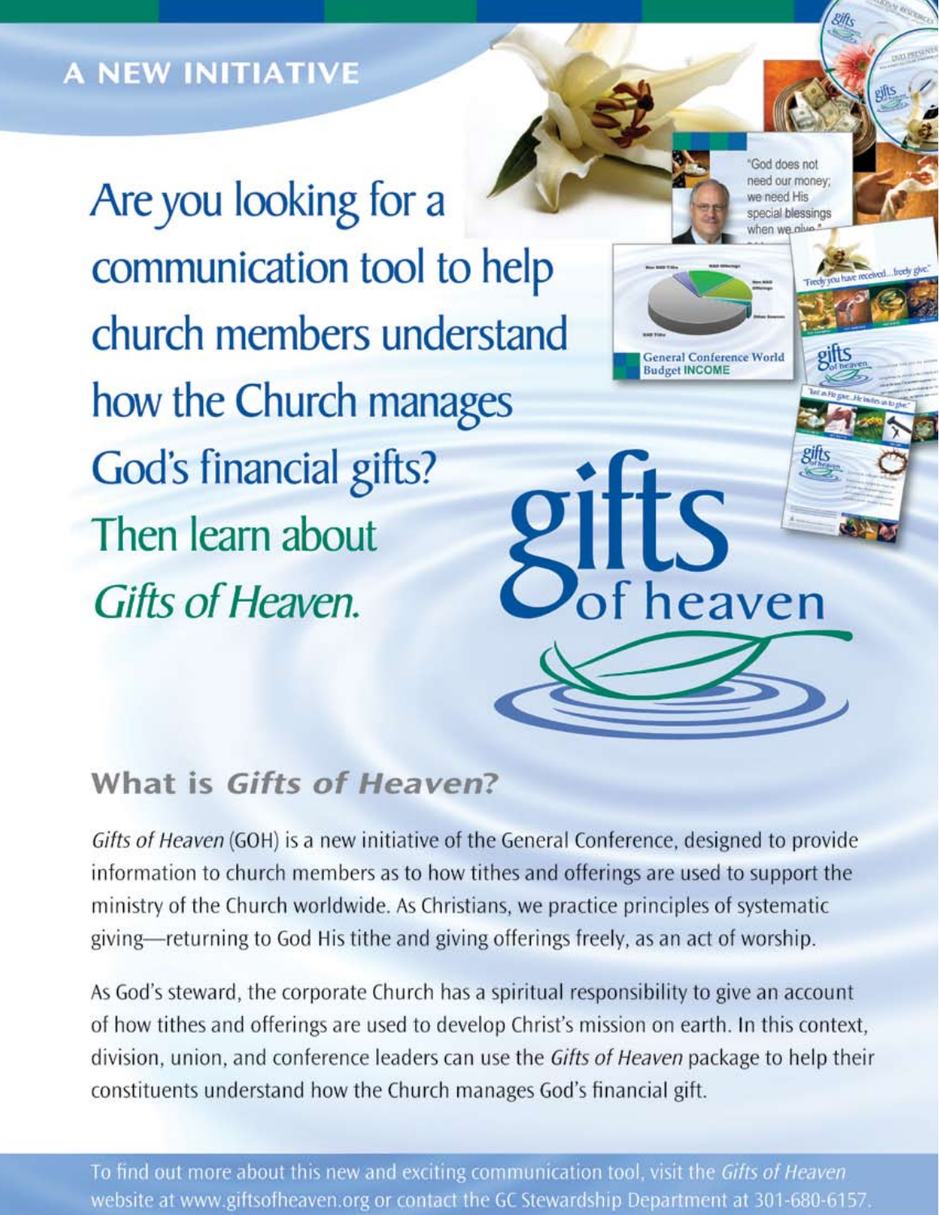A NEW INITIATIVE

# Are you looking for a communication tool to help church members understand how the Church manages God's financial gifts? Then learn about *Gifts of Heaven.*

## What is *Gifts of Heaven*?

*Gifts of Heaven* (GOH) is a new initiative of the General Conference, designed to provide information to church members as to how tithes and offerings are used to support the ministry of the Church worldwide. As Christians, we practice principles of systematic giving—returning to God His tithe and giving offerings freely, as an act of worship.

As God's steward, the corporate Church has a spiritual responsibility to give an account of how tithes and offerings are used to develop Christ's mission on earth. In this context, division, union, and conference leaders can use the *Gifts of Heaven* package to help their constituents understand how the Church manages God's financial gift.

To find out more about this new and exciting communication tool, visit the *Gifts of Heaven* website at www.giftsofheaven.org or contact the GC Stewardship Department at 301-680-6157.